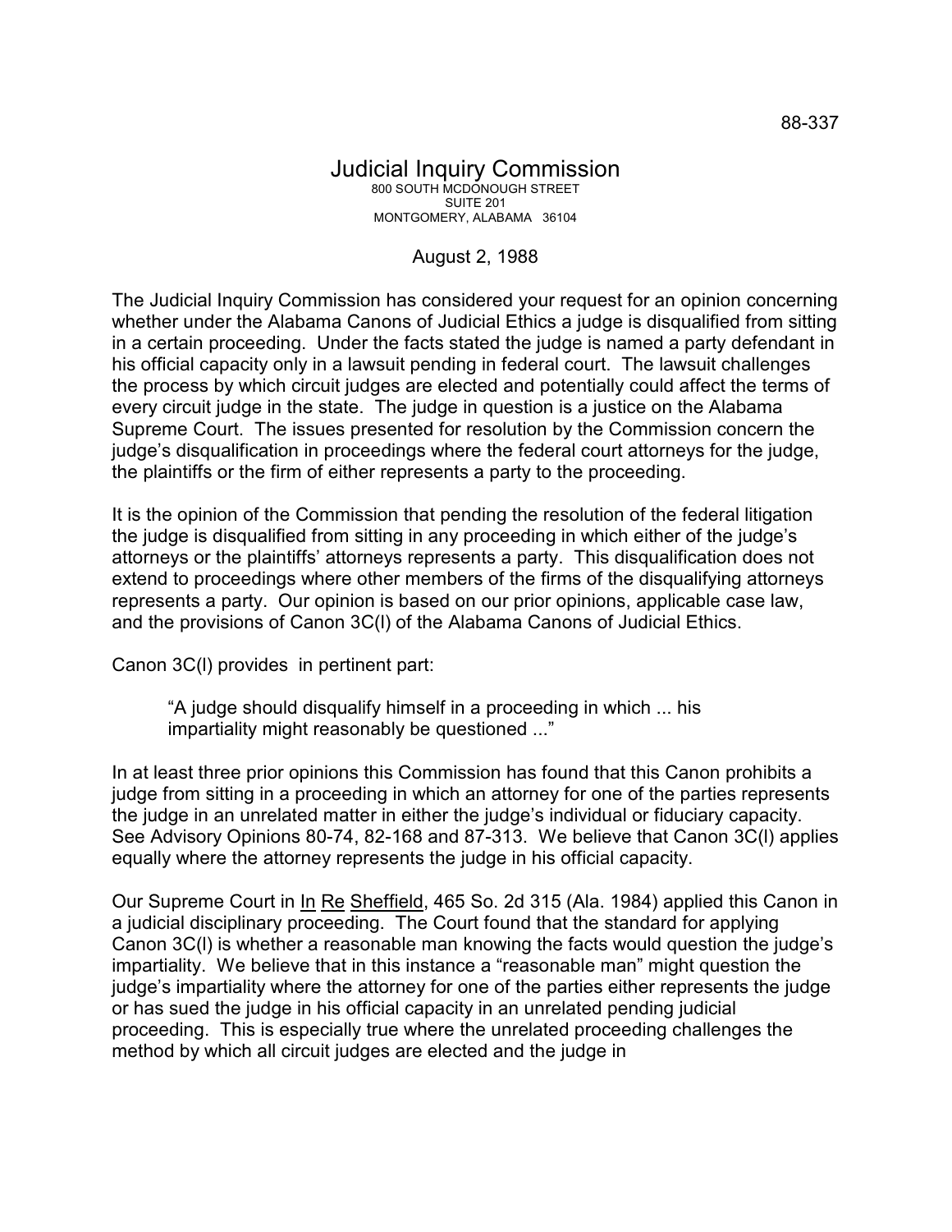88-337

# Judicial Inquiry Commission

800 SOUTH MCDONOUGH STREET
SUITE 201
MONTGOMERY, ALABAMA 36104

August 2, 1988

The Judicial Inquiry Commission has considered your request for an opinion concerning whether under the Alabama Canons of Judicial Ethics a judge is disqualified from sitting in a certain proceeding. Under the facts stated the judge is named a party defendant in his official capacity only in a lawsuit pending in federal court. The lawsuit challenges the process by which circuit judges are elected and potentially could affect the terms of every circuit judge in the state. The judge in question is a justice on the Alabama Supreme Court. The issues presented for resolution by the Commission concern the judge's disqualification in proceedings where the federal court attorneys for the judge, the plaintiffs or the firm of either represents a party to the proceeding.

It is the opinion of the Commission that pending the resolution of the federal litigation the judge is disqualified from sitting in any proceeding in which either of the judge's attorneys or the plaintiffs' attorneys represents a party. This disqualification does not extend to proceedings where other members of the firms of the disqualifying attorneys represents a party. Our opinion is based on our prior opinions, applicable case law, and the provisions of Canon 3C(l) of the Alabama Canons of Judicial Ethics.

Canon 3C(l) provides in pertinent part:

> "A judge should disqualify himself in a proceeding in which ... his impartiality might reasonably be questioned ..."

In at least three prior opinions this Commission has found that this Canon prohibits a judge from sitting in a proceeding in which an attorney for one of the parties represents the judge in an unrelated matter in either the judge's individual or fiduciary capacity. See Advisory Opinions 80-74, 82-168 and 87-313. We believe that Canon 3C(l) applies equally where the attorney represents the judge in his official capacity.

Our Supreme Court in In Re Sheffield, 465 So. 2d 315 (Ala. 1984) applied this Canon in a judicial disciplinary proceeding. The Court found that the standard for applying Canon 3C(l) is whether a reasonable man knowing the facts would question the judge's impartiality. We believe that in this instance a "reasonable man" might question the judge's impartiality where the attorney for one of the parties either represents the judge or has sued the judge in his official capacity in an unrelated pending judicial proceeding. This is especially true where the unrelated proceeding challenges the method by which all circuit judges are elected and the judge in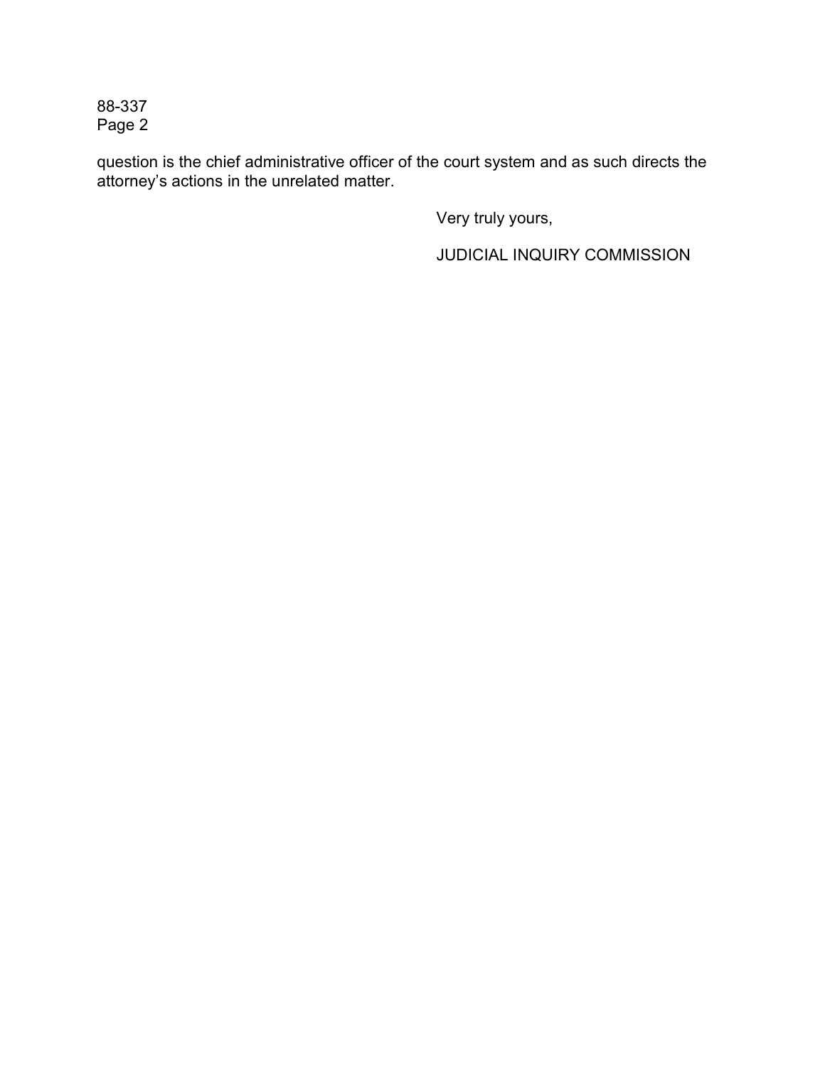question is the chief administrative officer of the court system and as such directs the attorney's actions in the unrelated matter.

Very truly yours,

JUDICIAL INQUIRY COMMISSION